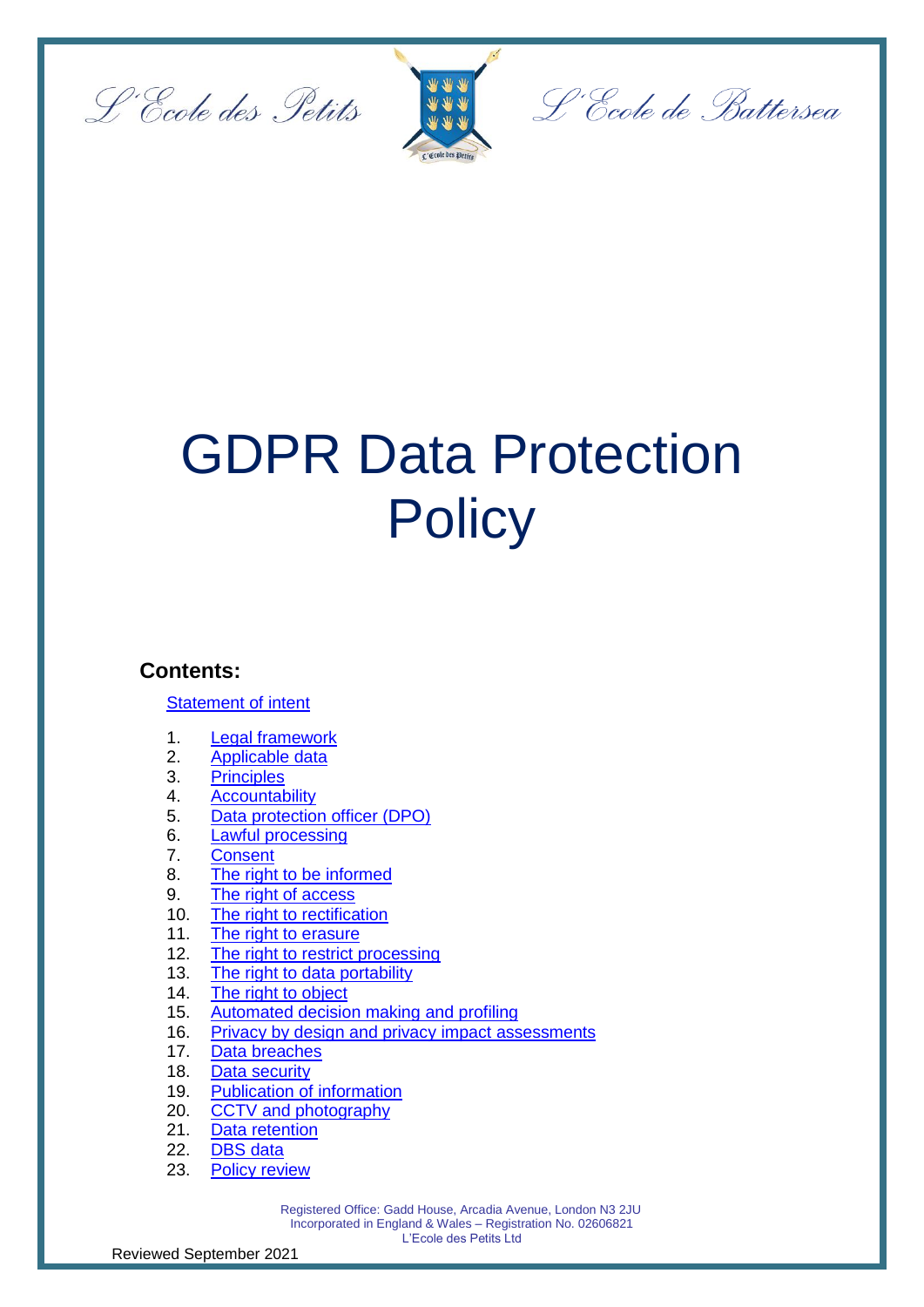L'Ecole des Petits L'Ecole de Battersea

# GDPR Data Protection Policy

## Contents:

Statement of intent

1. Legal framework
2. Applicable data
3. Principles
4. Accountability
5. Data protection officer (DPO)
6. Lawful processing
7. Consent
8. The right to be informed
9. The right of access
10. The right to rectification
11. The right to erasure
12. The right to restrict processing
13. The right to data portability
14. The right to object
15. Automated decision making and profiling
16. Privacy by design and privacy impact assessments
17. Data breaches
18. Data security
19. Publication of information
20. CCTV and photography
21. Data retention
22. DBS data
23. Policy review

Registered Office: Gadd House, Arcadia Avenue, London N3 2JU
Incorporated in England & Wales – Registration No. 02606821
L'Ecole des Petits Ltd

Reviewed September 2021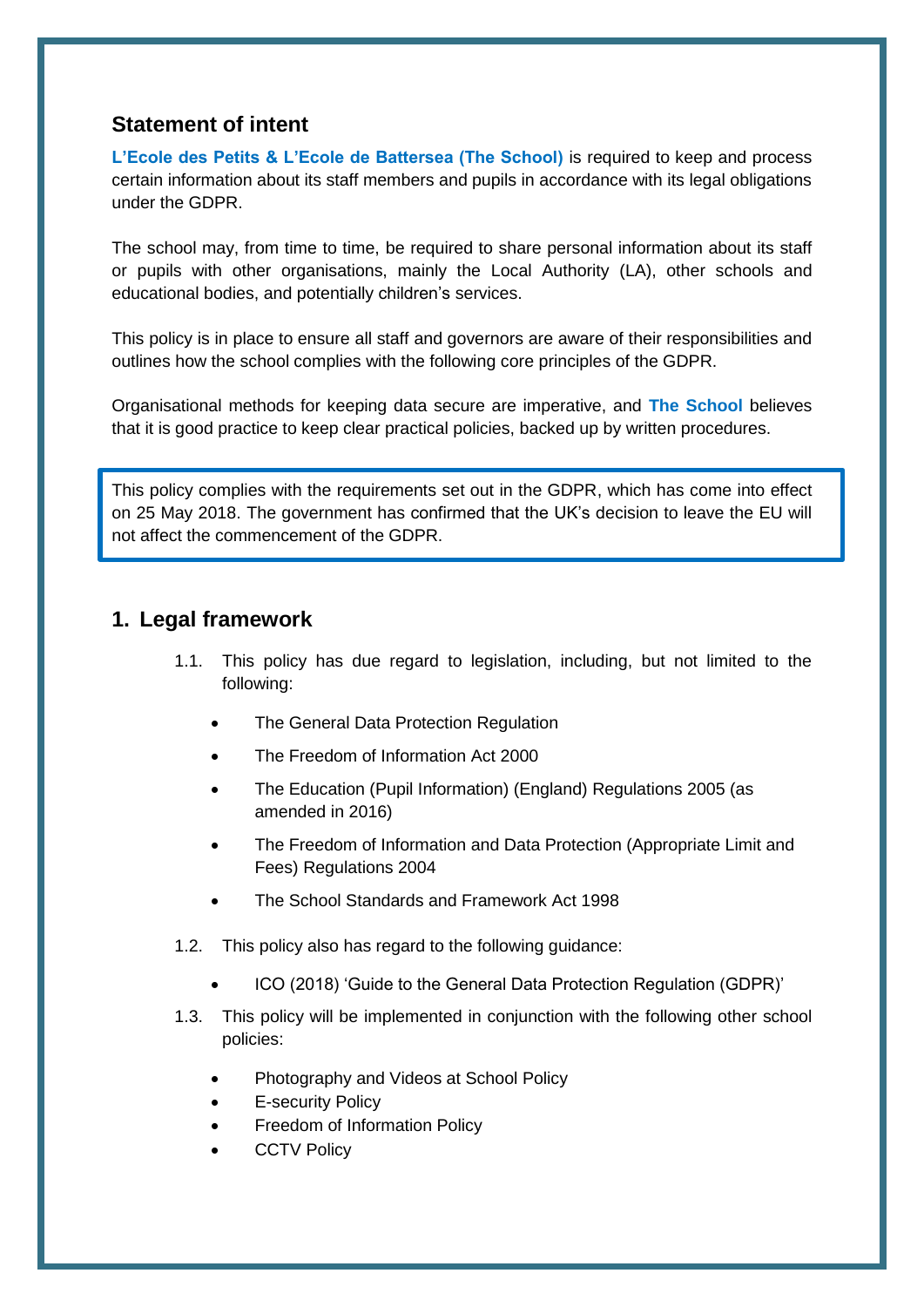## Statement of intent

**L'Ecole des Petits & L'Ecole de Battersea (The School)** is required to keep and process certain information about its staff members and pupils in accordance with its legal obligations under the GDPR.

The school may, from time to time, be required to share personal information about its staff or pupils with other organisations, mainly the Local Authority (LA), other schools and educational bodies, and potentially children's services.

This policy is in place to ensure all staff and governors are aware of their responsibilities and outlines how the school complies with the following core principles of the GDPR.

Organisational methods for keeping data secure are imperative, and **The School** believes that it is good practice to keep clear practical policies, backed up by written procedures.

> This policy complies with the requirements set out in the GDPR, which has come into effect on 25 May 2018. The government has confirmed that the UK's decision to leave the EU will not affect the commencement of the GDPR.

## 1. Legal framework

1.1. This policy has due regard to legislation, including, but not limited to the following:

- The General Data Protection Regulation
- The Freedom of Information Act 2000
- The Education (Pupil Information) (England) Regulations 2005 (as amended in 2016)
- The Freedom of Information and Data Protection (Appropriate Limit and Fees) Regulations 2004
- The School Standards and Framework Act 1998

1.2. This policy also has regard to the following guidance:

- ICO (2018) 'Guide to the General Data Protection Regulation (GDPR)'

1.3. This policy will be implemented in conjunction with the following other school policies:

- Photography and Videos at School Policy
- E-security Policy
- Freedom of Information Policy
- CCTV Policy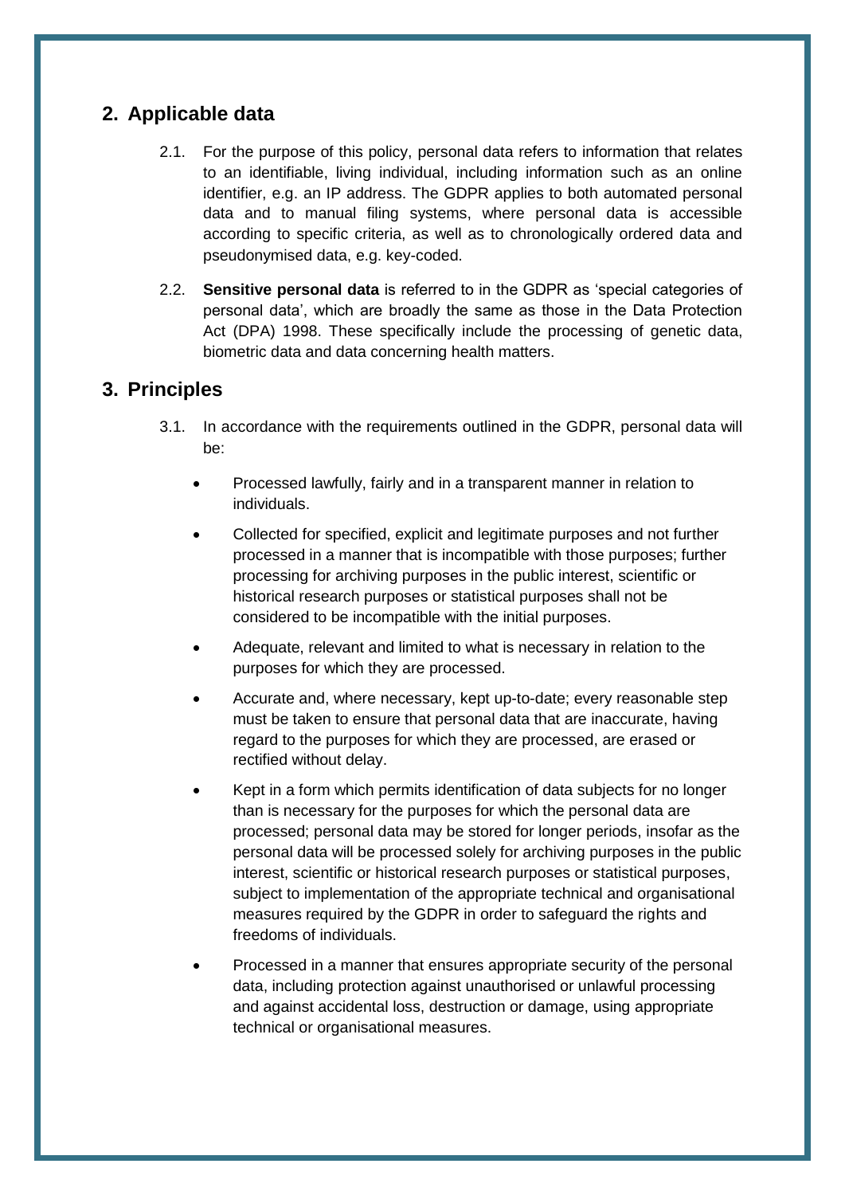## 2. Applicable data

2.1. For the purpose of this policy, personal data refers to information that relates to an identifiable, living individual, including information such as an online identifier, e.g. an IP address. The GDPR applies to both automated personal data and to manual filing systems, where personal data is accessible according to specific criteria, as well as to chronologically ordered data and pseudonymised data, e.g. key-coded.

2.2. **Sensitive personal data** is referred to in the GDPR as 'special categories of personal data', which are broadly the same as those in the Data Protection Act (DPA) 1998. These specifically include the processing of genetic data, biometric data and data concerning health matters.

## 3. Principles

3.1. In accordance with the requirements outlined in the GDPR, personal data will be:

- Processed lawfully, fairly and in a transparent manner in relation to individuals.
- Collected for specified, explicit and legitimate purposes and not further processed in a manner that is incompatible with those purposes; further processing for archiving purposes in the public interest, scientific or historical research purposes or statistical purposes shall not be considered to be incompatible with the initial purposes.
- Adequate, relevant and limited to what is necessary in relation to the purposes for which they are processed.
- Accurate and, where necessary, kept up-to-date; every reasonable step must be taken to ensure that personal data that are inaccurate, having regard to the purposes for which they are processed, are erased or rectified without delay.
- Kept in a form which permits identification of data subjects for no longer than is necessary for the purposes for which the personal data are processed; personal data may be stored for longer periods, insofar as the personal data will be processed solely for archiving purposes in the public interest, scientific or historical research purposes or statistical purposes, subject to implementation of the appropriate technical and organisational measures required by the GDPR in order to safeguard the rights and freedoms of individuals.
- Processed in a manner that ensures appropriate security of the personal data, including protection against unauthorised or unlawful processing and against accidental loss, destruction or damage, using appropriate technical or organisational measures.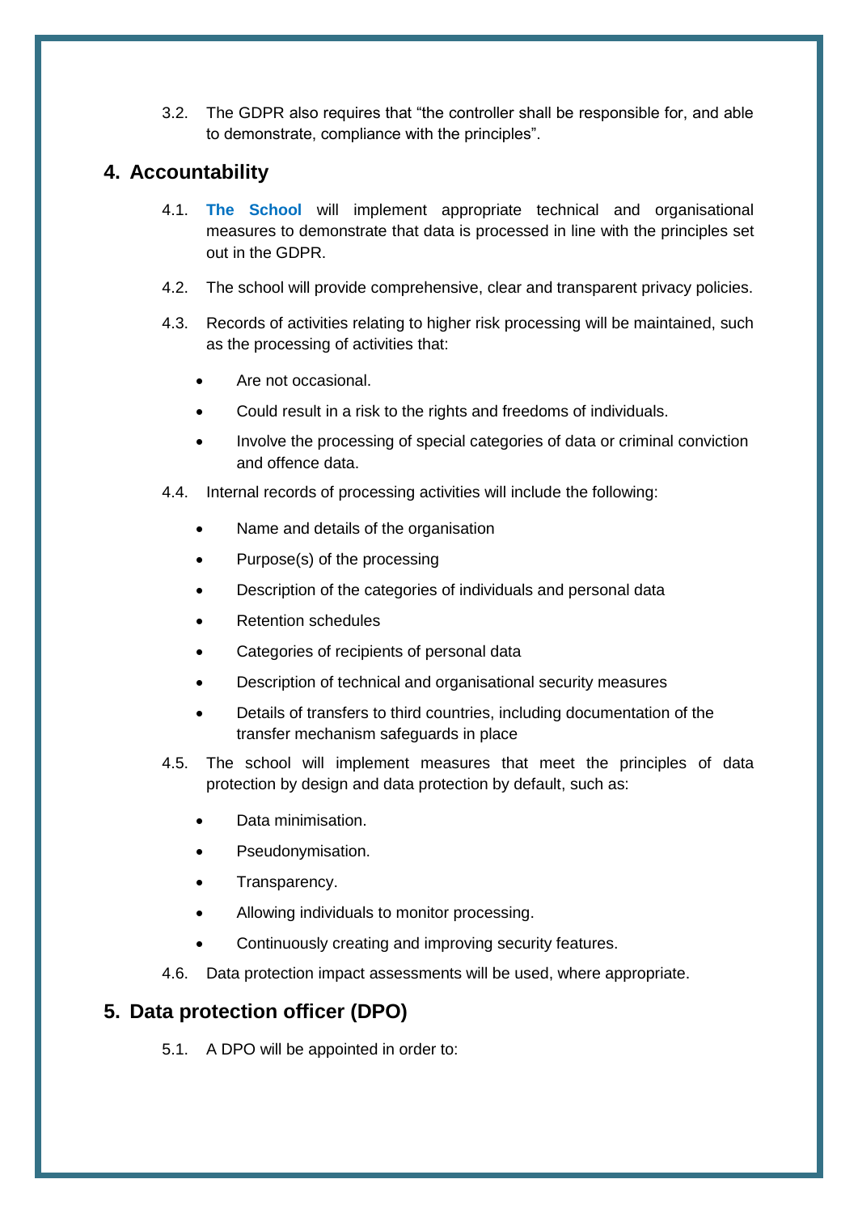3.2. The GDPR also requires that "the controller shall be responsible for, and able to demonstrate, compliance with the principles".

## 4. Accountability

4.1. **The School** will implement appropriate technical and organisational measures to demonstrate that data is processed in line with the principles set out in the GDPR.

4.2. The school will provide comprehensive, clear and transparent privacy policies.

4.3. Records of activities relating to higher risk processing will be maintained, such as the processing of activities that:

- Are not occasional.
- Could result in a risk to the rights and freedoms of individuals.
- Involve the processing of special categories of data or criminal conviction and offence data.

4.4. Internal records of processing activities will include the following:

- Name and details of the organisation
- Purpose(s) of the processing
- Description of the categories of individuals and personal data
- Retention schedules
- Categories of recipients of personal data
- Description of technical and organisational security measures
- Details of transfers to third countries, including documentation of the transfer mechanism safeguards in place

4.5. The school will implement measures that meet the principles of data protection by design and data protection by default, such as:

- Data minimisation.
- Pseudonymisation.
- Transparency.
- Allowing individuals to monitor processing.
- Continuously creating and improving security features.

4.6. Data protection impact assessments will be used, where appropriate.

## 5. Data protection officer (DPO)

5.1. A DPO will be appointed in order to: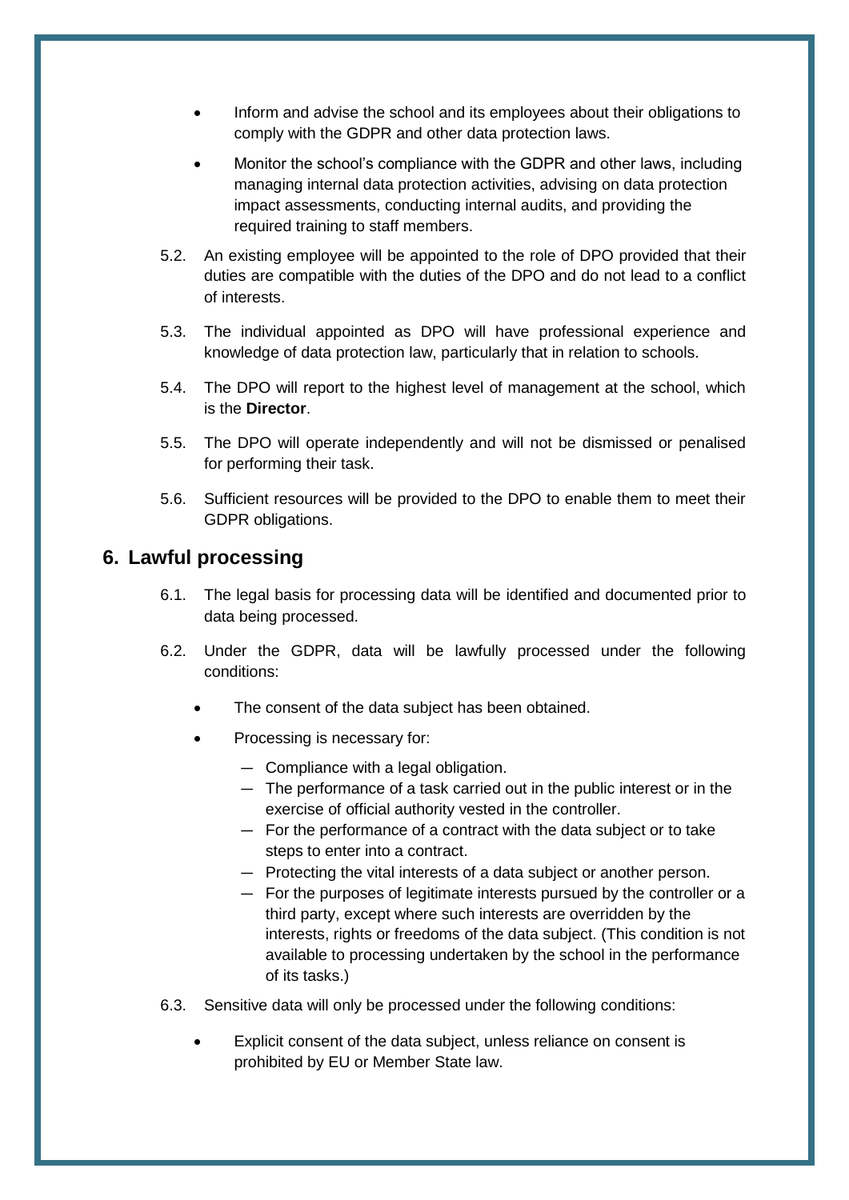- Inform and advise the school and its employees about their obligations to comply with the GDPR and other data protection laws.
- Monitor the school's compliance with the GDPR and other laws, including managing internal data protection activities, advising on data protection impact assessments, conducting internal audits, and providing the required training to staff members.

5.2. An existing employee will be appointed to the role of DPO provided that their duties are compatible with the duties of the DPO and do not lead to a conflict of interests.

5.3. The individual appointed as DPO will have professional experience and knowledge of data protection law, particularly that in relation to schools.

5.4. The DPO will report to the highest level of management at the school, which is the **Director**.

5.5. The DPO will operate independently and will not be dismissed or penalised for performing their task.

5.6. Sufficient resources will be provided to the DPO to enable them to meet their GDPR obligations.

## 6. Lawful processing

6.1. The legal basis for processing data will be identified and documented prior to data being processed.

6.2. Under the GDPR, data will be lawfully processed under the following conditions:

- The consent of the data subject has been obtained.
- Processing is necessary for:
  - Compliance with a legal obligation.
  - The performance of a task carried out in the public interest or in the exercise of official authority vested in the controller.
  - For the performance of a contract with the data subject or to take steps to enter into a contract.
  - Protecting the vital interests of a data subject or another person.
  - For the purposes of legitimate interests pursued by the controller or a third party, except where such interests are overridden by the interests, rights or freedoms of the data subject. (This condition is not available to processing undertaken by the school in the performance of its tasks.)

6.3. Sensitive data will only be processed under the following conditions:

- Explicit consent of the data subject, unless reliance on consent is prohibited by EU or Member State law.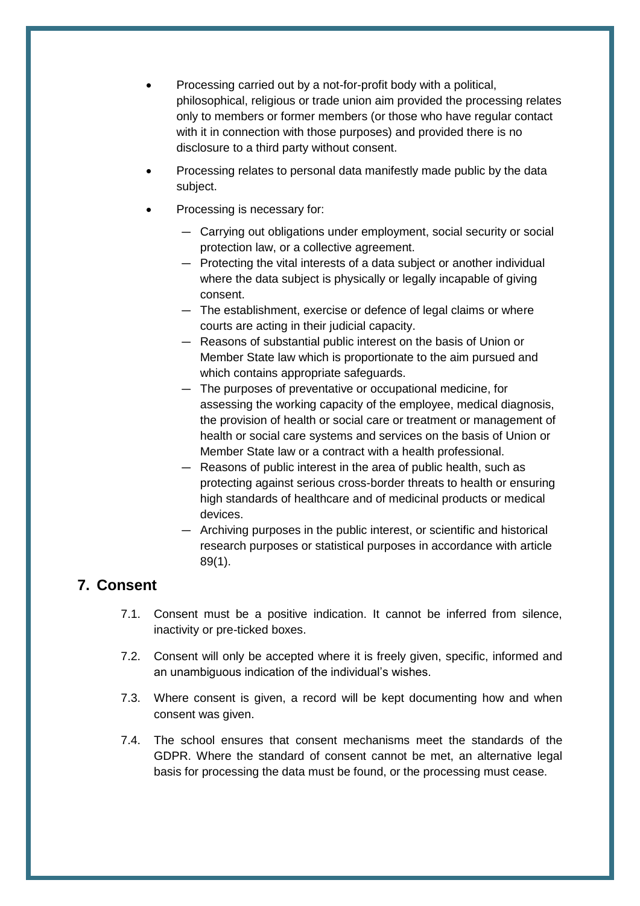- Processing carried out by a not-for-profit body with a political, philosophical, religious or trade union aim provided the processing relates only to members or former members (or those who have regular contact with it in connection with those purposes) and provided there is no disclosure to a third party without consent.
- Processing relates to personal data manifestly made public by the data subject.
- Processing is necessary for:
  - Carrying out obligations under employment, social security or social protection law, or a collective agreement.
  - Protecting the vital interests of a data subject or another individual where the data subject is physically or legally incapable of giving consent.
  - The establishment, exercise or defence of legal claims or where courts are acting in their judicial capacity.
  - Reasons of substantial public interest on the basis of Union or Member State law which is proportionate to the aim pursued and which contains appropriate safeguards.
  - The purposes of preventative or occupational medicine, for assessing the working capacity of the employee, medical diagnosis, the provision of health or social care or treatment or management of health or social care systems and services on the basis of Union or Member State law or a contract with a health professional.
  - Reasons of public interest in the area of public health, such as protecting against serious cross-border threats to health or ensuring high standards of healthcare and of medicinal products or medical devices.
  - Archiving purposes in the public interest, or scientific and historical research purposes or statistical purposes in accordance with article 89(1).

## 7. Consent

7.1. Consent must be a positive indication. It cannot be inferred from silence, inactivity or pre-ticked boxes.

7.2. Consent will only be accepted where it is freely given, specific, informed and an unambiguous indication of the individual's wishes.

7.3. Where consent is given, a record will be kept documenting how and when consent was given.

7.4. The school ensures that consent mechanisms meet the standards of the GDPR. Where the standard of consent cannot be met, an alternative legal basis for processing the data must be found, or the processing must cease.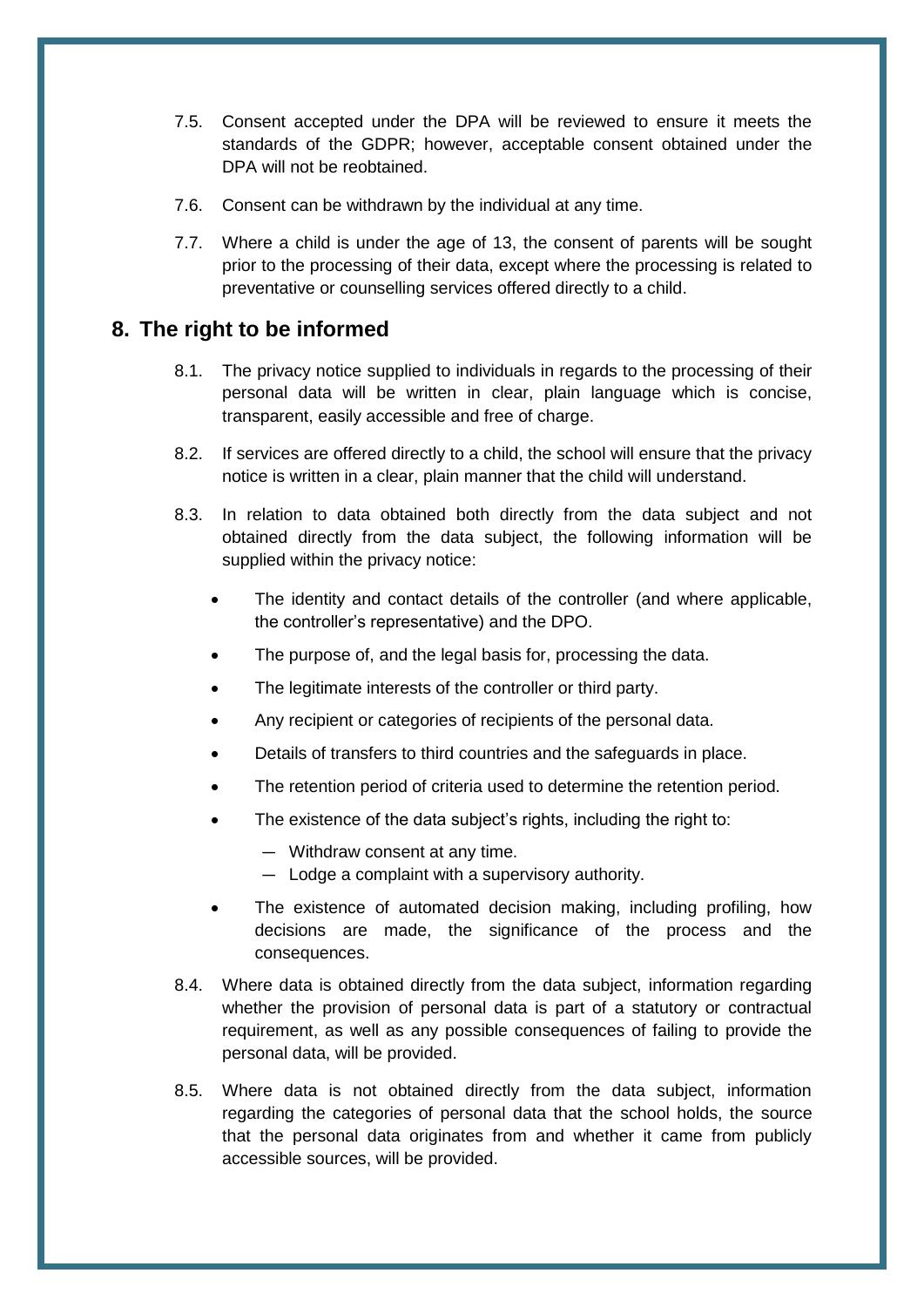7.5. Consent accepted under the DPA will be reviewed to ensure it meets the standards of the GDPR; however, acceptable consent obtained under the DPA will not be reobtained.

7.6. Consent can be withdrawn by the individual at any time.

7.7. Where a child is under the age of 13, the consent of parents will be sought prior to the processing of their data, except where the processing is related to preventative or counselling services offered directly to a child.

## 8. The right to be informed

8.1. The privacy notice supplied to individuals in regards to the processing of their personal data will be written in clear, plain language which is concise, transparent, easily accessible and free of charge.

8.2. If services are offered directly to a child, the school will ensure that the privacy notice is written in a clear, plain manner that the child will understand.

8.3. In relation to data obtained both directly from the data subject and not obtained directly from the data subject, the following information will be supplied within the privacy notice:

- The identity and contact details of the controller (and where applicable, the controller's representative) and the DPO.
- The purpose of, and the legal basis for, processing the data.
- The legitimate interests of the controller or third party.
- Any recipient or categories of recipients of the personal data.
- Details of transfers to third countries and the safeguards in place.
- The retention period of criteria used to determine the retention period.
- The existence of the data subject's rights, including the right to:
  - Withdraw consent at any time.
  - Lodge a complaint with a supervisory authority.
- The existence of automated decision making, including profiling, how decisions are made, the significance of the process and the consequences.

8.4. Where data is obtained directly from the data subject, information regarding whether the provision of personal data is part of a statutory or contractual requirement, as well as any possible consequences of failing to provide the personal data, will be provided.

8.5. Where data is not obtained directly from the data subject, information regarding the categories of personal data that the school holds, the source that the personal data originates from and whether it came from publicly accessible sources, will be provided.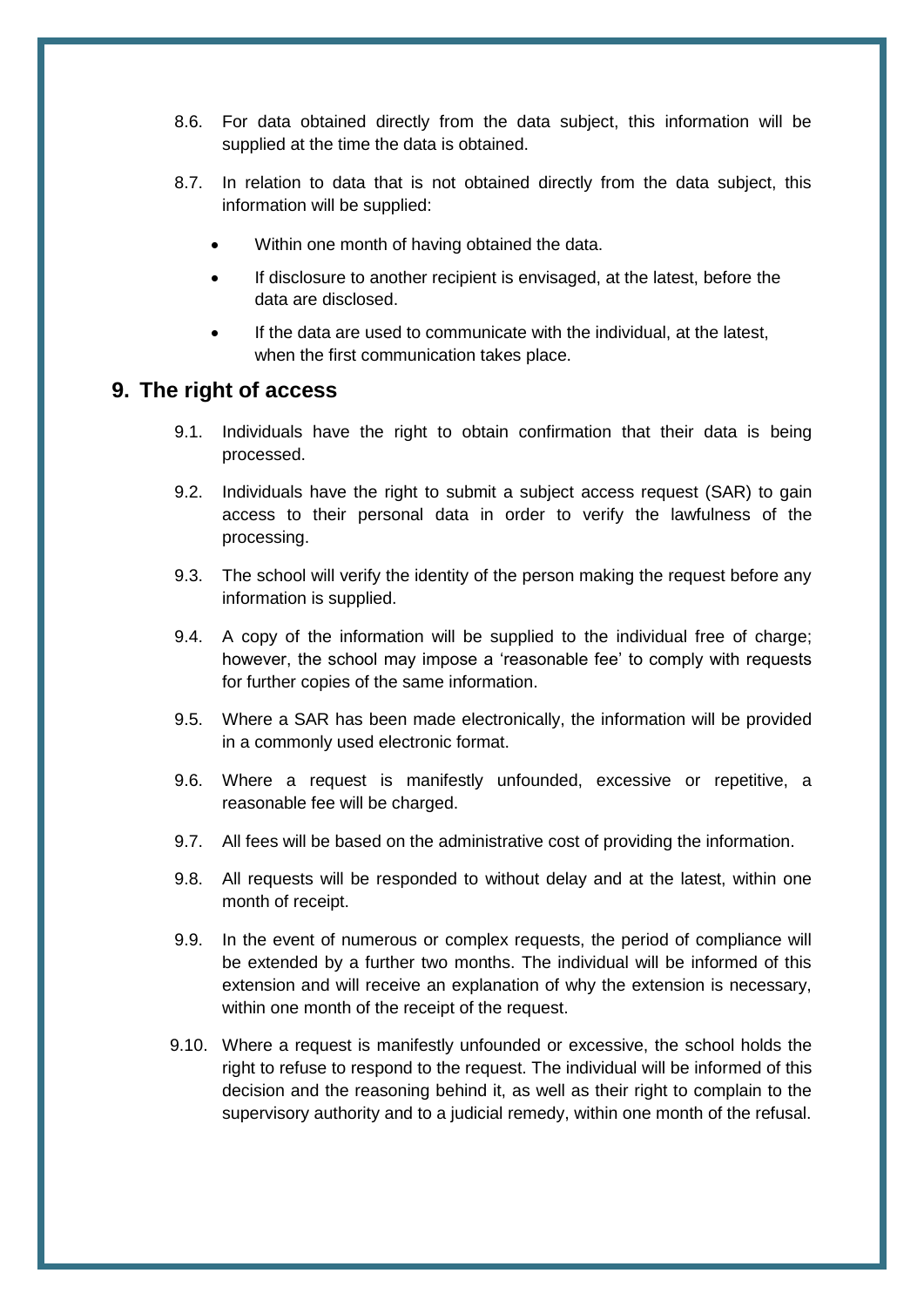8.6. For data obtained directly from the data subject, this information will be supplied at the time the data is obtained.

8.7. In relation to data that is not obtained directly from the data subject, this information will be supplied:

- Within one month of having obtained the data.
- If disclosure to another recipient is envisaged, at the latest, before the data are disclosed.
- If the data are used to communicate with the individual, at the latest, when the first communication takes place.

## 9. The right of access

9.1. Individuals have the right to obtain confirmation that their data is being processed.

9.2. Individuals have the right to submit a subject access request (SAR) to gain access to their personal data in order to verify the lawfulness of the processing.

9.3. The school will verify the identity of the person making the request before any information is supplied.

9.4. A copy of the information will be supplied to the individual free of charge; however, the school may impose a 'reasonable fee' to comply with requests for further copies of the same information.

9.5. Where a SAR has been made electronically, the information will be provided in a commonly used electronic format.

9.6. Where a request is manifestly unfounded, excessive or repetitive, a reasonable fee will be charged.

9.7. All fees will be based on the administrative cost of providing the information.

9.8. All requests will be responded to without delay and at the latest, within one month of receipt.

9.9. In the event of numerous or complex requests, the period of compliance will be extended by a further two months. The individual will be informed of this extension and will receive an explanation of why the extension is necessary, within one month of the receipt of the request.

9.10. Where a request is manifestly unfounded or excessive, the school holds the right to refuse to respond to the request. The individual will be informed of this decision and the reasoning behind it, as well as their right to complain to the supervisory authority and to a judicial remedy, within one month of the refusal.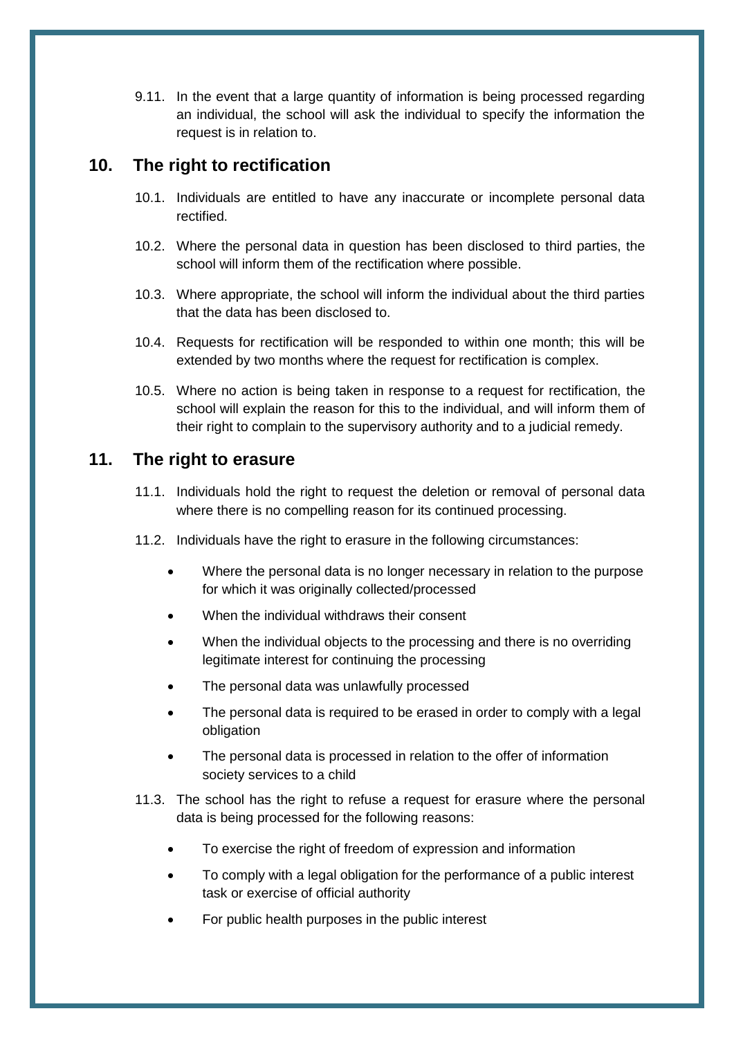9.11. In the event that a large quantity of information is being processed regarding an individual, the school will ask the individual to specify the information the request is in relation to.

## 10. The right to rectification

10.1. Individuals are entitled to have any inaccurate or incomplete personal data rectified.

10.2. Where the personal data in question has been disclosed to third parties, the school will inform them of the rectification where possible.

10.3. Where appropriate, the school will inform the individual about the third parties that the data has been disclosed to.

10.4. Requests for rectification will be responded to within one month; this will be extended by two months where the request for rectification is complex.

10.5. Where no action is being taken in response to a request for rectification, the school will explain the reason for this to the individual, and will inform them of their right to complain to the supervisory authority and to a judicial remedy.

## 11. The right to erasure

11.1. Individuals hold the right to request the deletion or removal of personal data where there is no compelling reason for its continued processing.

11.2. Individuals have the right to erasure in the following circumstances:

- Where the personal data is no longer necessary in relation to the purpose for which it was originally collected/processed
- When the individual withdraws their consent
- When the individual objects to the processing and there is no overriding legitimate interest for continuing the processing
- The personal data was unlawfully processed
- The personal data is required to be erased in order to comply with a legal obligation
- The personal data is processed in relation to the offer of information society services to a child

11.3. The school has the right to refuse a request for erasure where the personal data is being processed for the following reasons:

- To exercise the right of freedom of expression and information
- To comply with a legal obligation for the performance of a public interest task or exercise of official authority
- For public health purposes in the public interest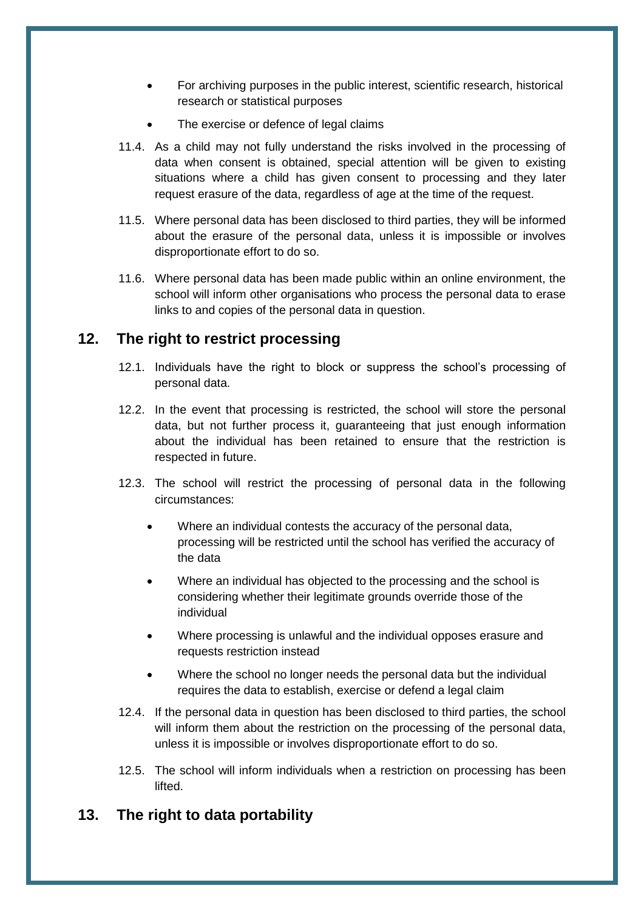- For archiving purposes in the public interest, scientific research, historical research or statistical purposes
- The exercise or defence of legal claims

11.4. As a child may not fully understand the risks involved in the processing of data when consent is obtained, special attention will be given to existing situations where a child has given consent to processing and they later request erasure of the data, regardless of age at the time of the request.

11.5. Where personal data has been disclosed to third parties, they will be informed about the erasure of the personal data, unless it is impossible or involves disproportionate effort to do so.

11.6. Where personal data has been made public within an online environment, the school will inform other organisations who process the personal data to erase links to and copies of the personal data in question.

## 12. The right to restrict processing

12.1. Individuals have the right to block or suppress the school's processing of personal data.

12.2. In the event that processing is restricted, the school will store the personal data, but not further process it, guaranteeing that just enough information about the individual has been retained to ensure that the restriction is respected in future.

12.3. The school will restrict the processing of personal data in the following circumstances:

- Where an individual contests the accuracy of the personal data, processing will be restricted until the school has verified the accuracy of the data
- Where an individual has objected to the processing and the school is considering whether their legitimate grounds override those of the individual
- Where processing is unlawful and the individual opposes erasure and requests restriction instead
- Where the school no longer needs the personal data but the individual requires the data to establish, exercise or defend a legal claim

12.4. If the personal data in question has been disclosed to third parties, the school will inform them about the restriction on the processing of the personal data, unless it is impossible or involves disproportionate effort to do so.

12.5. The school will inform individuals when a restriction on processing has been lifted.

## 13. The right to data portability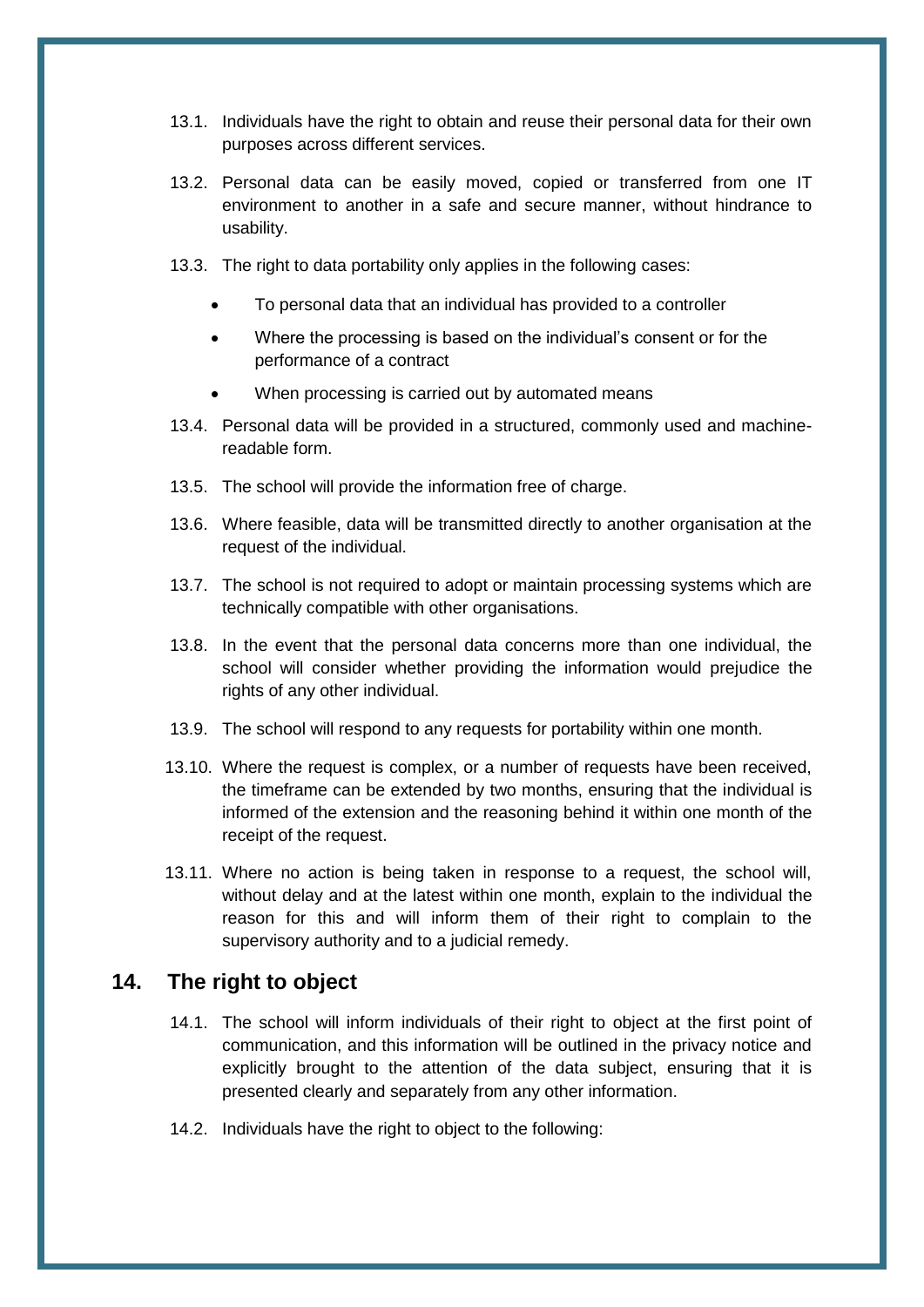13.1. Individuals have the right to obtain and reuse their personal data for their own purposes across different services.

13.2. Personal data can be easily moved, copied or transferred from one IT environment to another in a safe and secure manner, without hindrance to usability.

13.3. The right to data portability only applies in the following cases:

- To personal data that an individual has provided to a controller
- Where the processing is based on the individual's consent or for the performance of a contract
- When processing is carried out by automated means

13.4. Personal data will be provided in a structured, commonly used and machine-readable form.

13.5. The school will provide the information free of charge.

13.6. Where feasible, data will be transmitted directly to another organisation at the request of the individual.

13.7. The school is not required to adopt or maintain processing systems which are technically compatible with other organisations.

13.8. In the event that the personal data concerns more than one individual, the school will consider whether providing the information would prejudice the rights of any other individual.

13.9. The school will respond to any requests for portability within one month.

13.10. Where the request is complex, or a number of requests have been received, the timeframe can be extended by two months, ensuring that the individual is informed of the extension and the reasoning behind it within one month of the receipt of the request.

13.11. Where no action is being taken in response to a request, the school will, without delay and at the latest within one month, explain to the individual the reason for this and will inform them of their right to complain to the supervisory authority and to a judicial remedy.

## 14. The right to object

14.1. The school will inform individuals of their right to object at the first point of communication, and this information will be outlined in the privacy notice and explicitly brought to the attention of the data subject, ensuring that it is presented clearly and separately from any other information.

14.2. Individuals have the right to object to the following: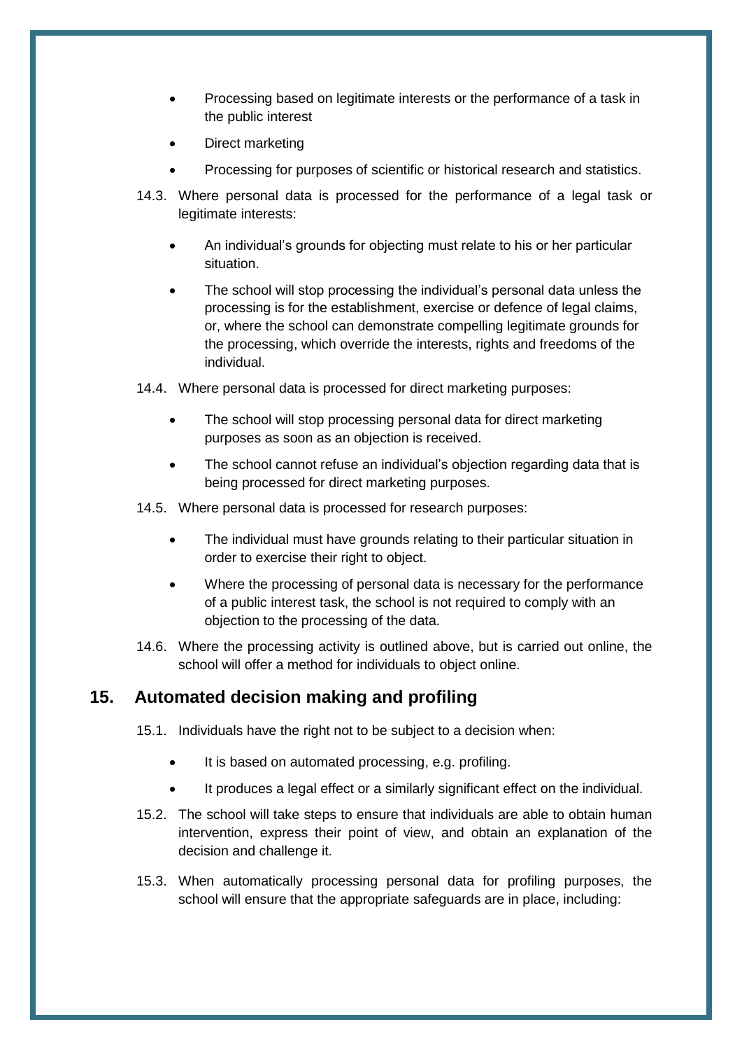- Processing based on legitimate interests or the performance of a task in the public interest
- Direct marketing
- Processing for purposes of scientific or historical research and statistics.

14.3. Where personal data is processed for the performance of a legal task or legitimate interests:

- An individual's grounds for objecting must relate to his or her particular situation.
- The school will stop processing the individual's personal data unless the processing is for the establishment, exercise or defence of legal claims, or, where the school can demonstrate compelling legitimate grounds for the processing, which override the interests, rights and freedoms of the individual.

14.4. Where personal data is processed for direct marketing purposes:

- The school will stop processing personal data for direct marketing purposes as soon as an objection is received.
- The school cannot refuse an individual's objection regarding data that is being processed for direct marketing purposes.

14.5. Where personal data is processed for research purposes:

- The individual must have grounds relating to their particular situation in order to exercise their right to object.
- Where the processing of personal data is necessary for the performance of a public interest task, the school is not required to comply with an objection to the processing of the data.

14.6. Where the processing activity is outlined above, but is carried out online, the school will offer a method for individuals to object online.

## 15. Automated decision making and profiling

15.1. Individuals have the right not to be subject to a decision when:

- It is based on automated processing, e.g. profiling.
- It produces a legal effect or a similarly significant effect on the individual.

15.2. The school will take steps to ensure that individuals are able to obtain human intervention, express their point of view, and obtain an explanation of the decision and challenge it.

15.3. When automatically processing personal data for profiling purposes, the school will ensure that the appropriate safeguards are in place, including: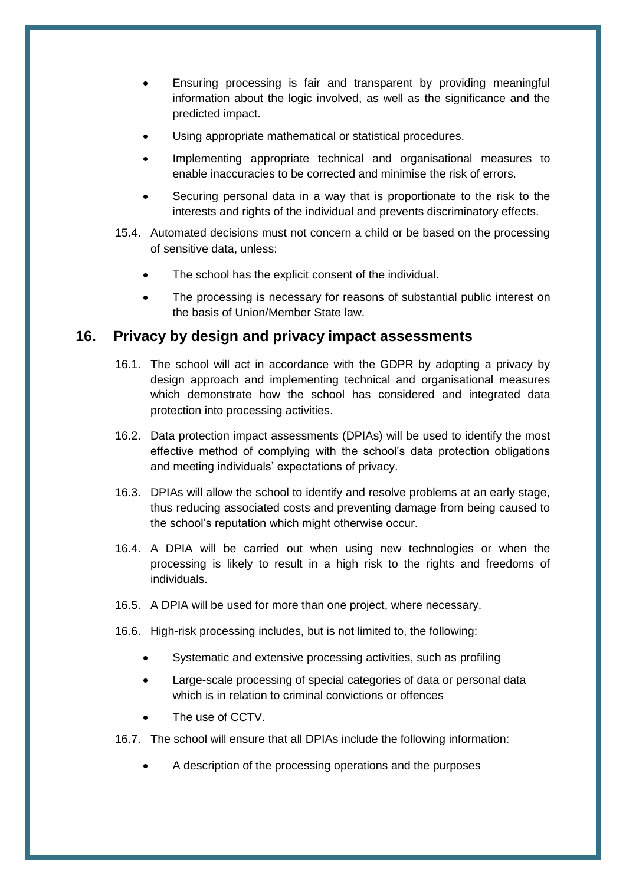- Ensuring processing is fair and transparent by providing meaningful information about the logic involved, as well as the significance and the predicted impact.
- Using appropriate mathematical or statistical procedures.
- Implementing appropriate technical and organisational measures to enable inaccuracies to be corrected and minimise the risk of errors.
- Securing personal data in a way that is proportionate to the risk to the interests and rights of the individual and prevents discriminatory effects.

15.4. Automated decisions must not concern a child or be based on the processing of sensitive data, unless:

- The school has the explicit consent of the individual.
- The processing is necessary for reasons of substantial public interest on the basis of Union/Member State law.

## 16. Privacy by design and privacy impact assessments

16.1. The school will act in accordance with the GDPR by adopting a privacy by design approach and implementing technical and organisational measures which demonstrate how the school has considered and integrated data protection into processing activities.

16.2. Data protection impact assessments (DPIAs) will be used to identify the most effective method of complying with the school's data protection obligations and meeting individuals' expectations of privacy.

16.3. DPIAs will allow the school to identify and resolve problems at an early stage, thus reducing associated costs and preventing damage from being caused to the school's reputation which might otherwise occur.

16.4. A DPIA will be carried out when using new technologies or when the processing is likely to result in a high risk to the rights and freedoms of individuals.

16.5. A DPIA will be used for more than one project, where necessary.

16.6. High-risk processing includes, but is not limited to, the following:

- Systematic and extensive processing activities, such as profiling
- Large-scale processing of special categories of data or personal data which is in relation to criminal convictions or offences
- The use of CCTV.

16.7. The school will ensure that all DPIAs include the following information:

- A description of the processing operations and the purposes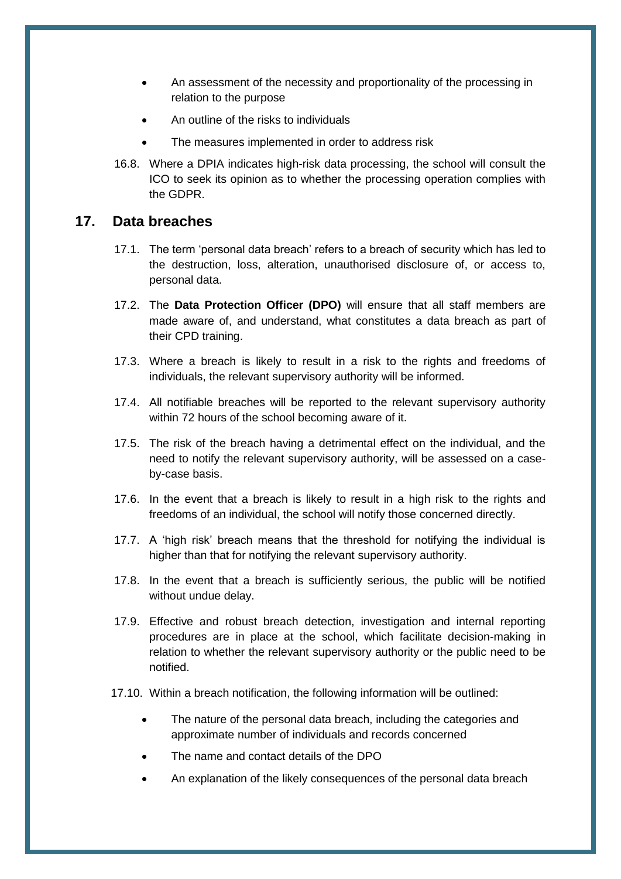- An assessment of the necessity and proportionality of the processing in relation to the purpose
- An outline of the risks to individuals
- The measures implemented in order to address risk

16.8. Where a DPIA indicates high-risk data processing, the school will consult the ICO to seek its opinion as to whether the processing operation complies with the GDPR.

## 17. Data breaches

17.1. The term 'personal data breach' refers to a breach of security which has led to the destruction, loss, alteration, unauthorised disclosure of, or access to, personal data.

17.2. The **Data Protection Officer (DPO)** will ensure that all staff members are made aware of, and understand, what constitutes a data breach as part of their CPD training.

17.3. Where a breach is likely to result in a risk to the rights and freedoms of individuals, the relevant supervisory authority will be informed.

17.4. All notifiable breaches will be reported to the relevant supervisory authority within 72 hours of the school becoming aware of it.

17.5. The risk of the breach having a detrimental effect on the individual, and the need to notify the relevant supervisory authority, will be assessed on a case-by-case basis.

17.6. In the event that a breach is likely to result in a high risk to the rights and freedoms of an individual, the school will notify those concerned directly.

17.7. A 'high risk' breach means that the threshold for notifying the individual is higher than that for notifying the relevant supervisory authority.

17.8. In the event that a breach is sufficiently serious, the public will be notified without undue delay.

17.9. Effective and robust breach detection, investigation and internal reporting procedures are in place at the school, which facilitate decision-making in relation to whether the relevant supervisory authority or the public need to be notified.

17.10. Within a breach notification, the following information will be outlined:

- The nature of the personal data breach, including the categories and approximate number of individuals and records concerned
- The name and contact details of the DPO
- An explanation of the likely consequences of the personal data breach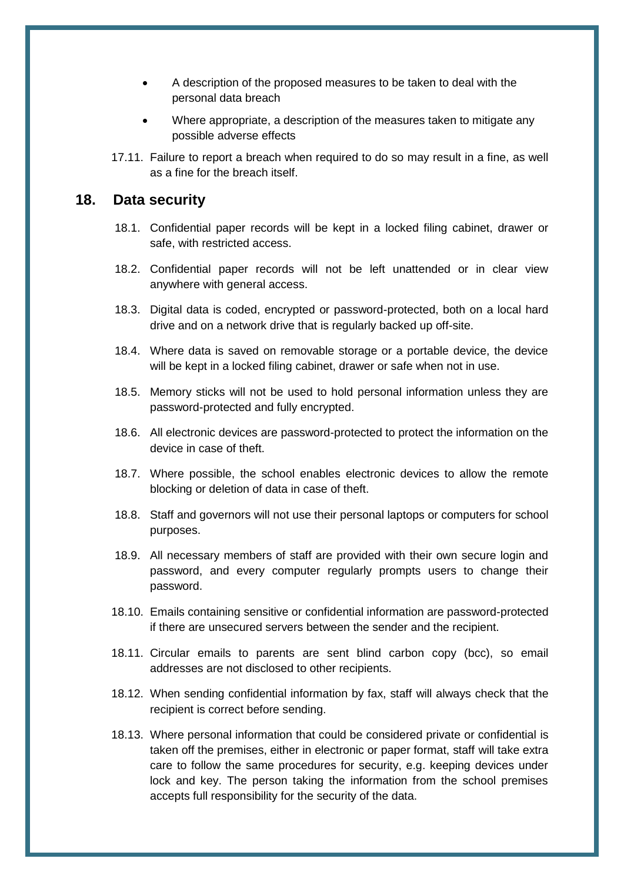- A description of the proposed measures to be taken to deal with the personal data breach
- Where appropriate, a description of the measures taken to mitigate any possible adverse effects

17.11. Failure to report a breach when required to do so may result in a fine, as well as a fine for the breach itself.

## 18. Data security

18.1. Confidential paper records will be kept in a locked filing cabinet, drawer or safe, with restricted access.

18.2. Confidential paper records will not be left unattended or in clear view anywhere with general access.

18.3. Digital data is coded, encrypted or password-protected, both on a local hard drive and on a network drive that is regularly backed up off-site.

18.4. Where data is saved on removable storage or a portable device, the device will be kept in a locked filing cabinet, drawer or safe when not in use.

18.5. Memory sticks will not be used to hold personal information unless they are password-protected and fully encrypted.

18.6. All electronic devices are password-protected to protect the information on the device in case of theft.

18.7. Where possible, the school enables electronic devices to allow the remote blocking or deletion of data in case of theft.

18.8. Staff and governors will not use their personal laptops or computers for school purposes.

18.9. All necessary members of staff are provided with their own secure login and password, and every computer regularly prompts users to change their password.

18.10. Emails containing sensitive or confidential information are password-protected if there are unsecured servers between the sender and the recipient.

18.11. Circular emails to parents are sent blind carbon copy (bcc), so email addresses are not disclosed to other recipients.

18.12. When sending confidential information by fax, staff will always check that the recipient is correct before sending.

18.13. Where personal information that could be considered private or confidential is taken off the premises, either in electronic or paper format, staff will take extra care to follow the same procedures for security, e.g. keeping devices under lock and key. The person taking the information from the school premises accepts full responsibility for the security of the data.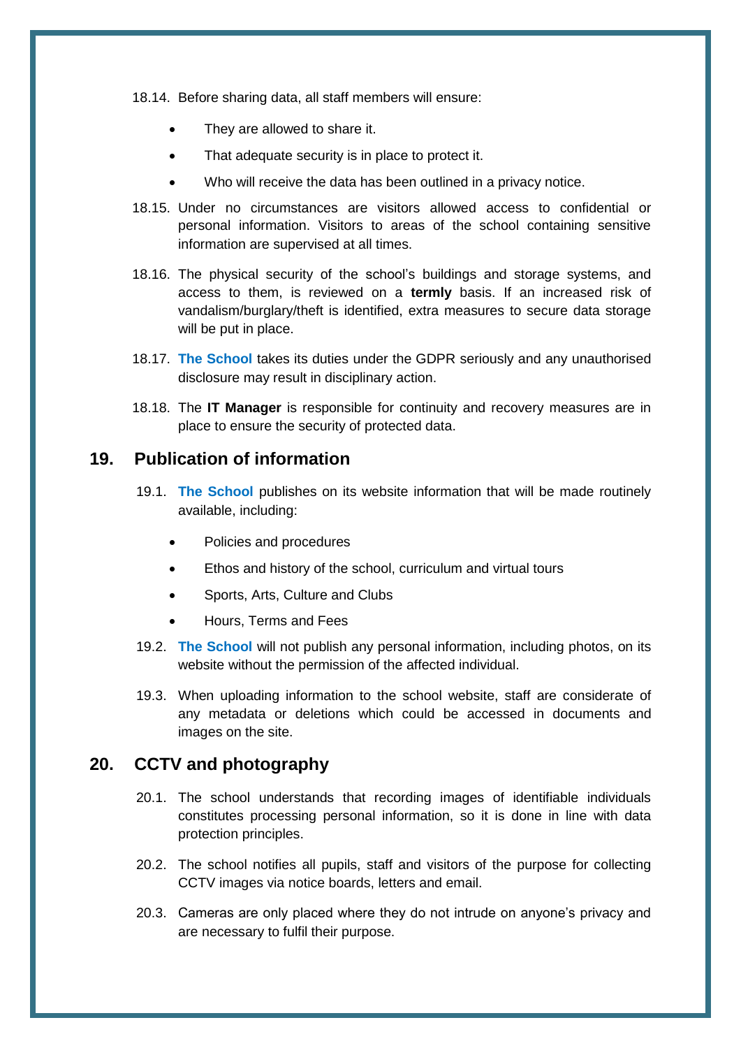18.14. Before sharing data, all staff members will ensure:

- They are allowed to share it.
- That adequate security is in place to protect it.
- Who will receive the data has been outlined in a privacy notice.

18.15. Under no circumstances are visitors allowed access to confidential or personal information. Visitors to areas of the school containing sensitive information are supervised at all times.

18.16. The physical security of the school's buildings and storage systems, and access to them, is reviewed on a **termly** basis. If an increased risk of vandalism/burglary/theft is identified, extra measures to secure data storage will be put in place.

18.17. **The School** takes its duties under the GDPR seriously and any unauthorised disclosure may result in disciplinary action.

18.18. The **IT Manager** is responsible for continuity and recovery measures are in place to ensure the security of protected data.

## 19. Publication of information

19.1. **The School** publishes on its website information that will be made routinely available, including:

- Policies and procedures
- Ethos and history of the school, curriculum and virtual tours
- Sports, Arts, Culture and Clubs
- Hours, Terms and Fees

19.2. **The School** will not publish any personal information, including photos, on its website without the permission of the affected individual.

19.3. When uploading information to the school website, staff are considerate of any metadata or deletions which could be accessed in documents and images on the site.

## 20. CCTV and photography

20.1. The school understands that recording images of identifiable individuals constitutes processing personal information, so it is done in line with data protection principles.

20.2. The school notifies all pupils, staff and visitors of the purpose for collecting CCTV images via notice boards, letters and email.

20.3. Cameras are only placed where they do not intrude on anyone's privacy and are necessary to fulfil their purpose.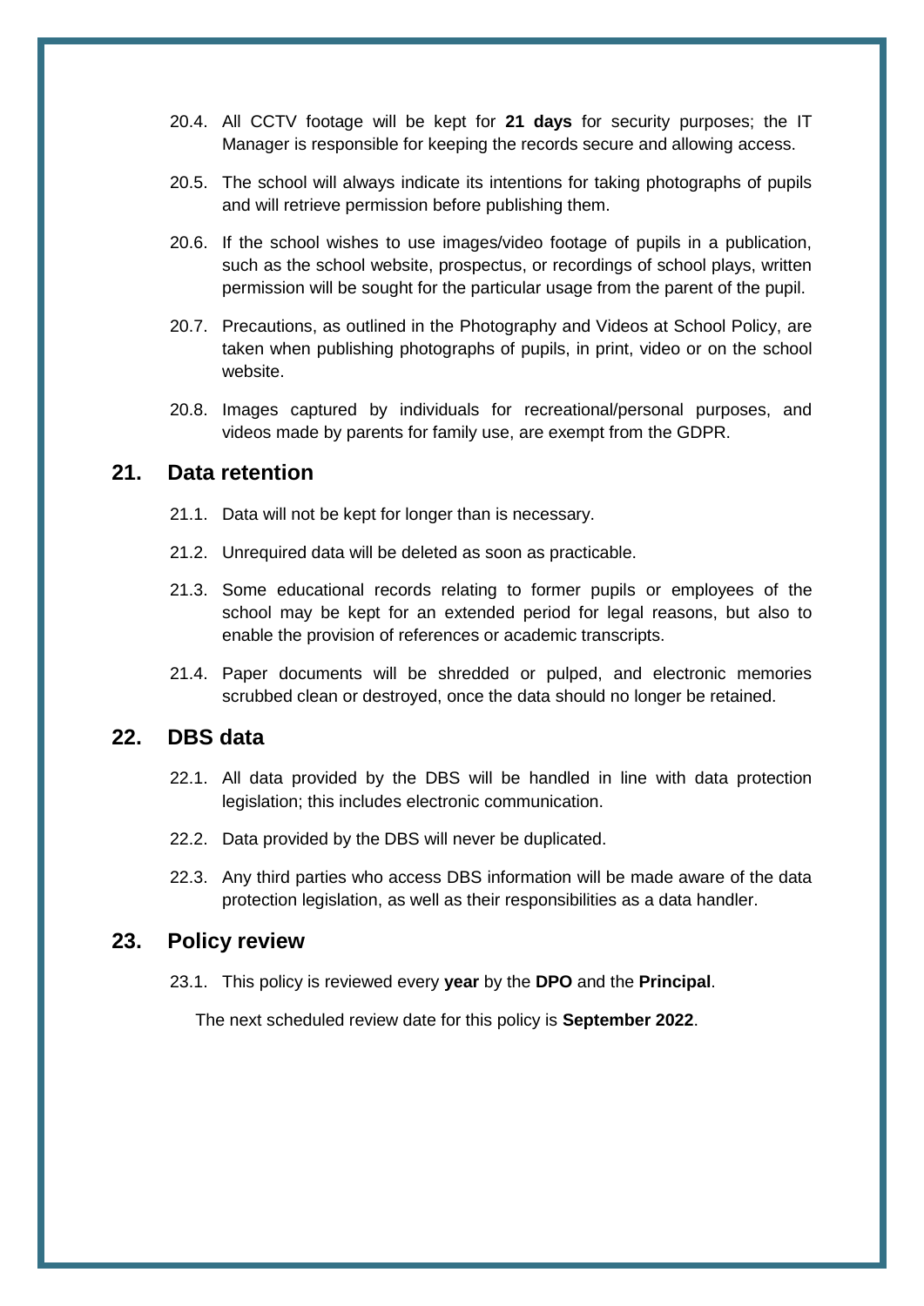20.4. All CCTV footage will be kept for **21 days** for security purposes; the IT Manager is responsible for keeping the records secure and allowing access.

20.5. The school will always indicate its intentions for taking photographs of pupils and will retrieve permission before publishing them.

20.6. If the school wishes to use images/video footage of pupils in a publication, such as the school website, prospectus, or recordings of school plays, written permission will be sought for the particular usage from the parent of the pupil.

20.7. Precautions, as outlined in the Photography and Videos at School Policy, are taken when publishing photographs of pupils, in print, video or on the school website.

20.8. Images captured by individuals for recreational/personal purposes, and videos made by parents for family use, are exempt from the GDPR.

## 21. Data retention

21.1. Data will not be kept for longer than is necessary.

21.2. Unrequired data will be deleted as soon as practicable.

21.3. Some educational records relating to former pupils or employees of the school may be kept for an extended period for legal reasons, but also to enable the provision of references or academic transcripts.

21.4. Paper documents will be shredded or pulped, and electronic memories scrubbed clean or destroyed, once the data should no longer be retained.

## 22. DBS data

22.1. All data provided by the DBS will be handled in line with data protection legislation; this includes electronic communication.

22.2. Data provided by the DBS will never be duplicated.

22.3. Any third parties who access DBS information will be made aware of the data protection legislation, as well as their responsibilities as a data handler.

## 23. Policy review

23.1. This policy is reviewed every **year** by the **DPO** and the **Principal**.

The next scheduled review date for this policy is **September 2022**.